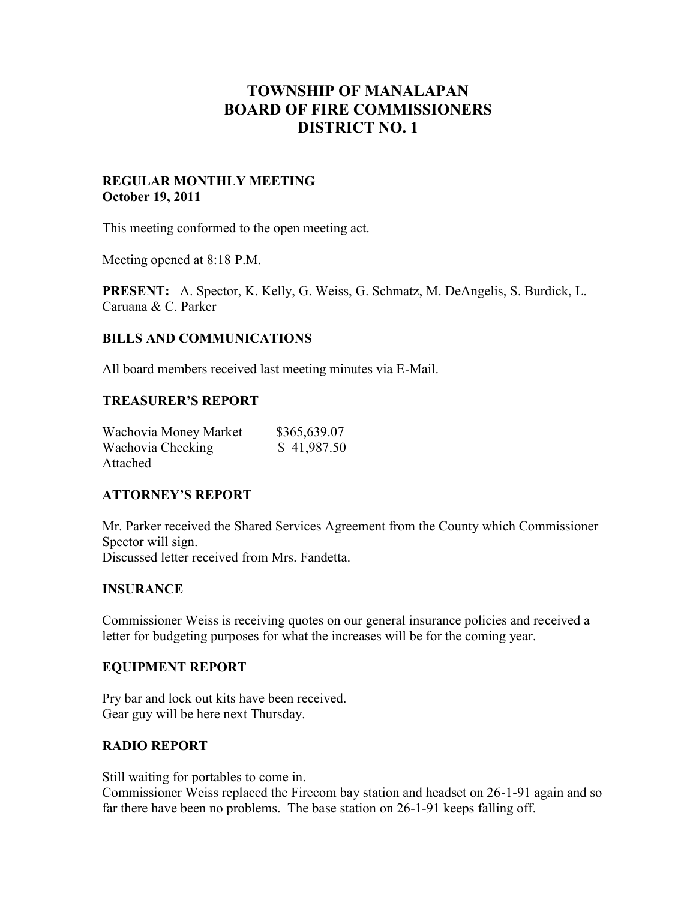# TOWNSHIP OF MANALAPAN
# BOARD OF FIRE COMMISSIONERS
# DISTRICT NO. 1

**REGULAR MONTHLY MEETING**
**October 19, 2011**

This meeting conformed to the open meeting act.

Meeting opened at 8:18 P.M.

**PRESENT:** A. Spector, K. Kelly, G. Weiss, G. Schmatz, M. DeAngelis, S. Burdick, L. Caruana & C. Parker

## BILLS AND COMMUNICATIONS

All board members received last meeting minutes via E-Mail.

## TREASURER'S REPORT

| | |
|---|---|
| Wachovia Money Market | $365,639.07 |
| Wachovia Checking | $ 41,987.50 |

Attached

## ATTORNEY'S REPORT

Mr. Parker received the Shared Services Agreement from the County which Commissioner Spector will sign.
Discussed letter received from Mrs. Fandetta.

## INSURANCE

Commissioner Weiss is receiving quotes on our general insurance policies and received a letter for budgeting purposes for what the increases will be for the coming year.

## EQUIPMENT REPORT

Pry bar and lock out kits have been received.
Gear guy will be here next Thursday.

## RADIO REPORT

Still waiting for portables to come in.
Commissioner Weiss replaced the Firecom bay station and headset on 26-1-91 again and so far there have been no problems. The base station on 26-1-91 keeps falling off.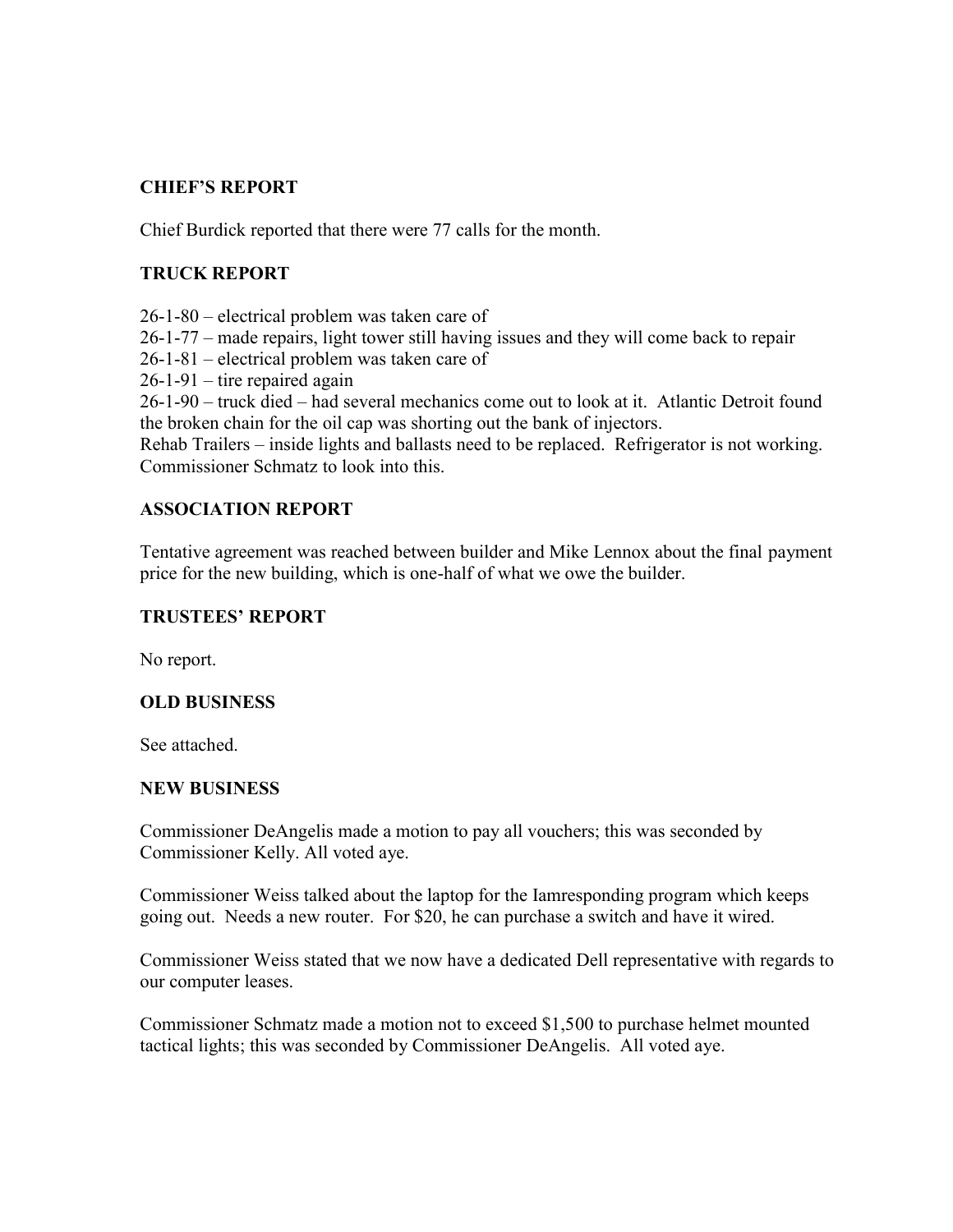## CHIEF'S REPORT

Chief Burdick reported that there were 77 calls for the month.

## TRUCK REPORT

26-1-80 – electrical problem was taken care of
26-1-77 – made repairs, light tower still having issues and they will come back to repair
26-1-81 – electrical problem was taken care of
26-1-91 – tire repaired again
26-1-90 – truck died – had several mechanics come out to look at it. Atlantic Detroit found the broken chain for the oil cap was shorting out the bank of injectors.
Rehab Trailers – inside lights and ballasts need to be replaced. Refrigerator is not working. Commissioner Schmatz to look into this.

## ASSOCIATION REPORT

Tentative agreement was reached between builder and Mike Lennox about the final payment price for the new building, which is one-half of what we owe the builder.

## TRUSTEES' REPORT

No report.

## OLD BUSINESS

See attached.

## NEW BUSINESS

Commissioner DeAngelis made a motion to pay all vouchers; this was seconded by Commissioner Kelly. All voted aye.

Commissioner Weiss talked about the laptop for the Iamresponding program which keeps going out. Needs a new router. For $20, he can purchase a switch and have it wired.

Commissioner Weiss stated that we now have a dedicated Dell representative with regards to our computer leases.

Commissioner Schmatz made a motion not to exceed $1,500 to purchase helmet mounted tactical lights; this was seconded by Commissioner DeAngelis. All voted aye.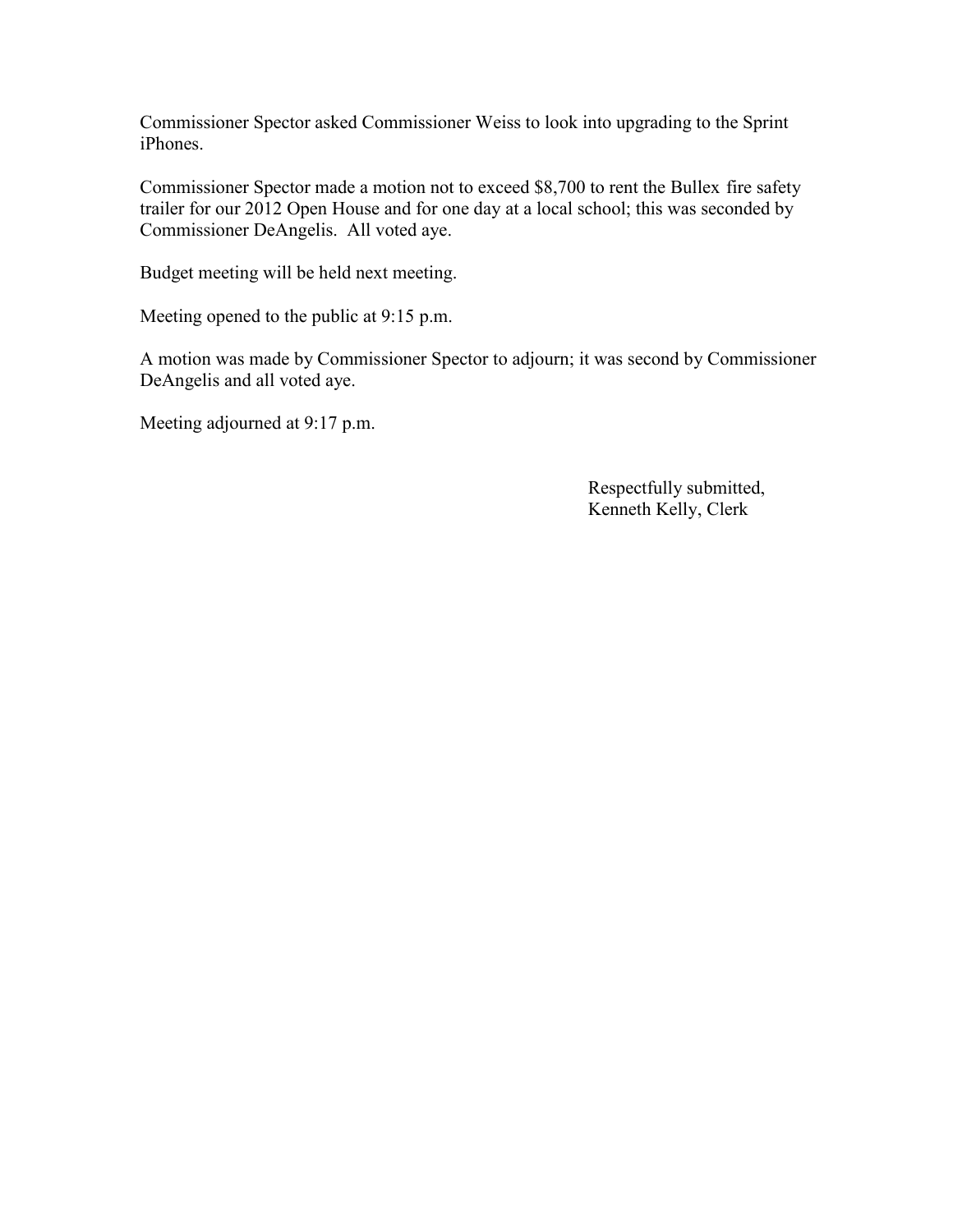Commissioner Spector asked Commissioner Weiss to look into upgrading to the Sprint iPhones.

Commissioner Spector made a motion not to exceed $8,700 to rent the Bullex fire safety trailer for our 2012 Open House and for one day at a local school; this was seconded by Commissioner DeAngelis. All voted aye.

Budget meeting will be held next meeting.

Meeting opened to the public at 9:15 p.m.

A motion was made by Commissioner Spector to adjourn; it was second by Commissioner DeAngelis and all voted aye.

Meeting adjourned at 9:17 p.m.

Respectfully submitted,
Kenneth Kelly, Clerk